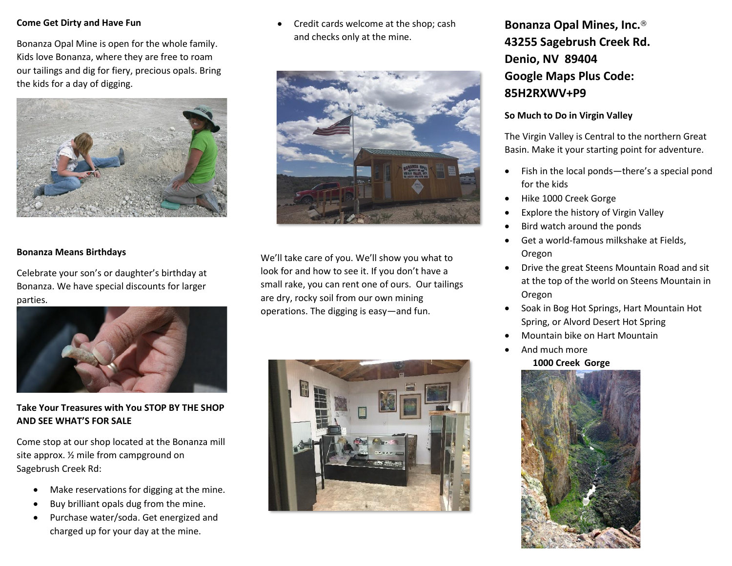**Come Get Dirty and Have Fun**

Bonanza Opal Mine is open for the whole family. Kids love Bonanza, where they are free to roam our tailings and dig for fiery, precious opals. Bring the kids for a day of digging.

**Bonanza Means Birthdays**

Celebrate your son's or daughter's birthday at Bonanza. We have special discounts for larger parties.

**Take Your Treasures with You STOP BY THE SHOP AND SEE WHAT'S FOR SALE**

Come stop at our shop located at the Bonanza mill site approx. ½ mile from campground on Sagebrush Creek Rd:

- Make reservations for digging at the mine.
- Buy brilliant opals dug from the mine.
- Purchase water/soda. Get energized and charged up for your day at the mine.
- Credit cards welcome at the shop; cash and checks only at the mine.

We'll take care of you. We'll show you what to look for and how to see it. If you don't have a small rake, you can rent one of ours. Our tailings are dry, rocky soil from our own mining operations. The digging is easy—and fun.

## Bonanza Opal Mines, Inc.®
## 43255 Sagebrush Creek Rd.
## Denio, NV 89404
## Google Maps Plus Code: 85H2RXWV+P9

**So Much to Do in Virgin Valley**

The Virgin Valley is Central to the northern Great Basin. Make it your starting point for adventure.

- Fish in the local ponds—there's a special pond for the kids
- Hike 1000 Creek Gorge
- Explore the history of Virgin Valley
- Bird watch around the ponds
- Get a world-famous milkshake at Fields, Oregon
- Drive the great Steens Mountain Road and sit at the top of the world on Steens Mountain in Oregon
- Soak in Bog Hot Springs, Hart Mountain Hot Spring, or Alvord Desert Hot Spring
- Mountain bike on Hart Mountain
- And much more

**1000 Creek Gorge**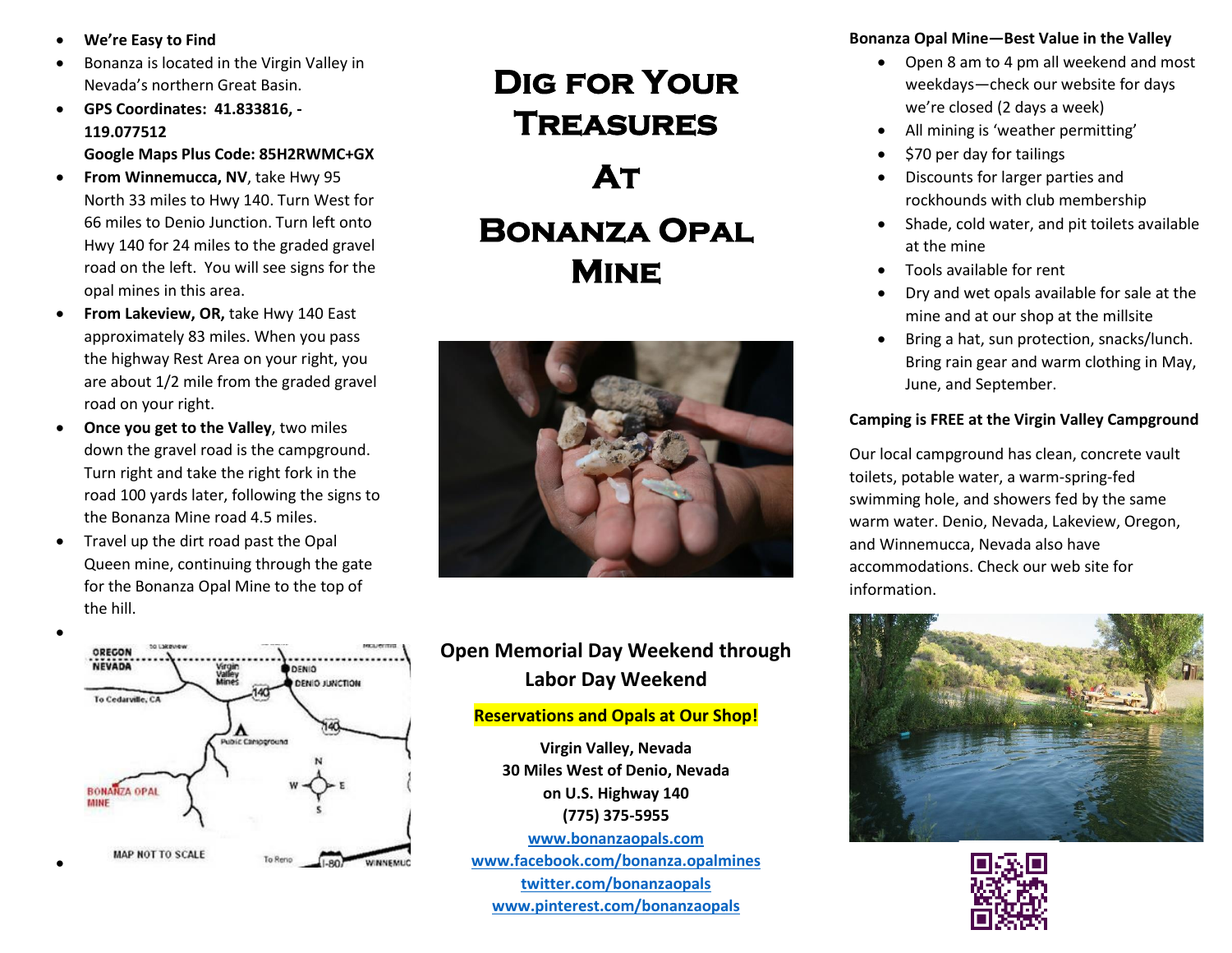- **We're Easy to Find**
- Bonanza is located in the Virgin Valley in Nevada's northern Great Basin.
- **GPS Coordinates: 41.833816, -119.077512**
  **Google Maps Plus Code: 85H2RWMC+GX**
- **From Winnemucca, NV**, take Hwy 95 North 33 miles to Hwy 140. Turn West for 66 miles to Denio Junction. Turn left onto Hwy 140 for 24 miles to the graded gravel road on the left. You will see signs for the opal mines in this area.
- **From Lakeview, OR,** take Hwy 140 East approximately 83 miles. When you pass the highway Rest Area on your right, you are about 1/2 mile from the graded gravel road on your right.
- **Once you get to the Valley**, two miles down the gravel road is the campground. Turn right and take the right fork in the road 100 yards later, following the signs to the Bonanza Mine road 4.5 miles.
- Travel up the dirt road past the Opal Queen mine, continuing through the gate for the Bonanza Opal Mine to the top of the hill.

OREGON
NEVADA
To Lakeview
Virgin Valley Mines
140
DENIO
DENIO JUNCTION
To Cedarville, CA
140
Public Campground
N
W
E
S
BONANZA OPAL MINE
MAP NOT TO SCALE
To Reno
I-80
WINNEMUC

# Dig for Your Treasures At Bonanza Opal Mine

**Open Memorial Day Weekend through Labor Day Weekend**

**Reservations and Opals at Our Shop!**

**Virgin Valley, Nevada**
**30 Miles West of Denio, Nevada**
**on U.S. Highway 140**
**(775) 375-5955**
www.bonanzaopals.com
www.facebook.com/bonanza.opalmines
twitter.com/bonanzaopals
www.pinterest.com/bonanzaopals

**Bonanza Opal Mine—Best Value in the Valley**

- Open 8 am to 4 pm all weekend and most weekdays—check our website for days we're closed (2 days a week)
- All mining is 'weather permitting'
- $70 per day for tailings
- Discounts for larger parties and rockhounds with club membership
- Shade, cold water, and pit toilets available at the mine
- Tools available for rent
- Dry and wet opals available for sale at the mine and at our shop at the millsite
- Bring a hat, sun protection, snacks/lunch. Bring rain gear and warm clothing in May, June, and September.

**Camping is FREE at the Virgin Valley Campground**

Our local campground has clean, concrete vault toilets, potable water, a warm-spring-fed swimming hole, and showers fed by the same warm water. Denio, Nevada, Lakeview, Oregon, and Winnemucca, Nevada also have accommodations. Check our web site for information.